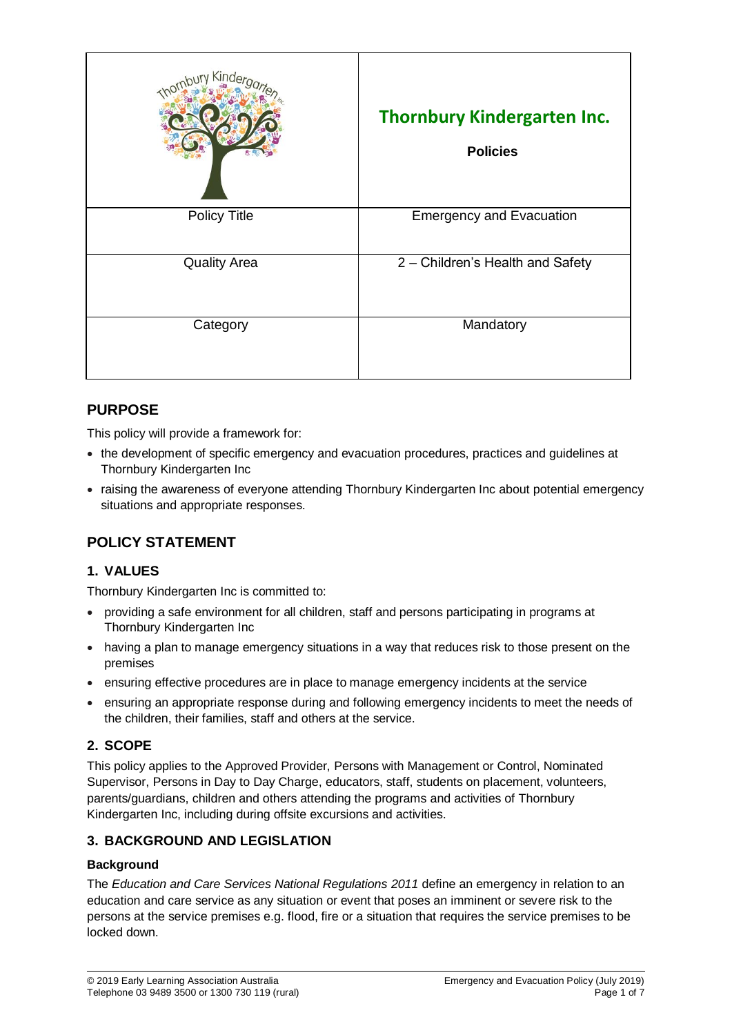| Thornbury Kindergarten Inc. Policies | |
| --- | --- |
| Policy Title | Emergency and Evacuation |
| Quality Area | 2 – Children's Health and Safety |
| Category | Mandatory |

## PURPOSE

This policy will provide a framework for:

- the development of specific emergency and evacuation procedures, practices and guidelines at Thornbury Kindergarten Inc
- raising the awareness of everyone attending Thornbury Kindergarten Inc about potential emergency situations and appropriate responses.

## POLICY STATEMENT

### 1. VALUES

Thornbury Kindergarten Inc is committed to:

- providing a safe environment for all children, staff and persons participating in programs at Thornbury Kindergarten Inc
- having a plan to manage emergency situations in a way that reduces risk to those present on the premises
- ensuring effective procedures are in place to manage emergency incidents at the service
- ensuring an appropriate response during and following emergency incidents to meet the needs of the children, their families, staff and others at the service.

### 2. SCOPE

This policy applies to the Approved Provider, Persons with Management or Control, Nominated Supervisor, Persons in Day to Day Charge, educators, staff, students on placement, volunteers, parents/guardians, children and others attending the programs and activities of Thornbury Kindergarten Inc, including during offsite excursions and activities.

### 3. BACKGROUND AND LEGISLATION

#### Background

The *Education and Care Services National Regulations 2011* define an emergency in relation to an education and care service as any situation or event that poses an imminent or severe risk to the persons at the service premises e.g. flood, fire or a situation that requires the service premises to be locked down.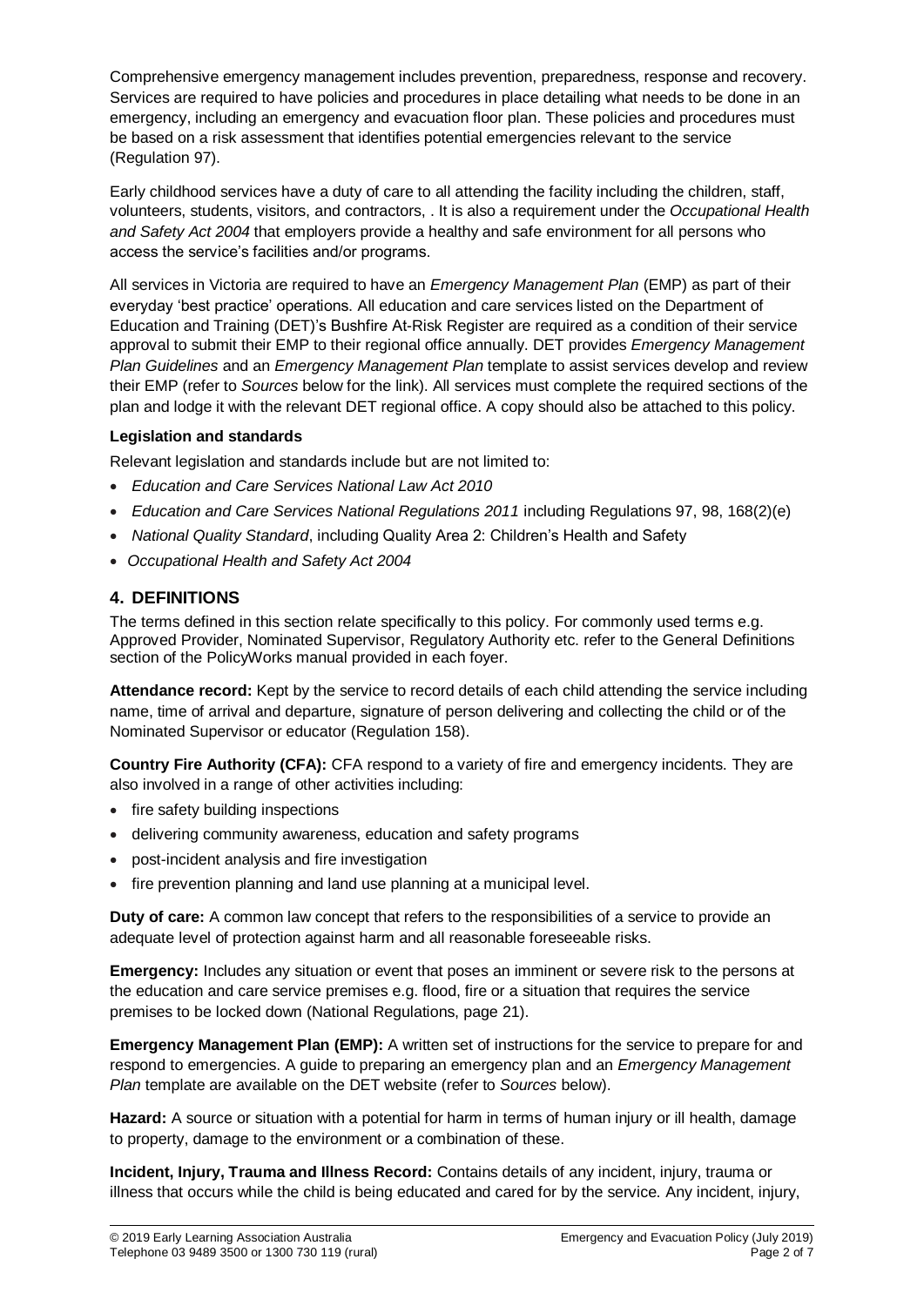Comprehensive emergency management includes prevention, preparedness, response and recovery. Services are required to have policies and procedures in place detailing what needs to be done in an emergency, including an emergency and evacuation floor plan. These policies and procedures must be based on a risk assessment that identifies potential emergencies relevant to the service (Regulation 97).

Early childhood services have a duty of care to all attending the facility including the children, staff, volunteers, students, visitors, and contractors, . It is also a requirement under the *Occupational Health and Safety Act 2004* that employers provide a healthy and safe environment for all persons who access the service's facilities and/or programs.

All services in Victoria are required to have an *Emergency Management Plan* (EMP) as part of their everyday 'best practice' operations. All education and care services listed on the Department of Education and Training (DET)'s Bushfire At-Risk Register are required as a condition of their service approval to submit their EMP to their regional office annually. DET provides *Emergency Management Plan Guidelines* and an *Emergency Management Plan* template to assist services develop and review their EMP (refer to *Sources* below for the link). All services must complete the required sections of the plan and lodge it with the relevant DET regional office. A copy should also be attached to this policy.

**Legislation and standards**

Relevant legislation and standards include but are not limited to:

- *Education and Care Services National Law Act 2010*
- *Education and Care Services National Regulations 2011* including Regulations 97, 98, 168(2)(e)
- *National Quality Standard*, including Quality Area 2: Children's Health and Safety
- *Occupational Health and Safety Act 2004*

## 4. DEFINITIONS

The terms defined in this section relate specifically to this policy. For commonly used terms e.g. Approved Provider, Nominated Supervisor, Regulatory Authority etc. refer to the General Definitions section of the PolicyWorks manual provided in each foyer.

**Attendance record:** Kept by the service to record details of each child attending the service including name, time of arrival and departure, signature of person delivering and collecting the child or of the Nominated Supervisor or educator (Regulation 158).

**Country Fire Authority (CFA):** CFA respond to a variety of fire and emergency incidents. They are also involved in a range of other activities including:

- fire safety building inspections
- delivering community awareness, education and safety programs
- post-incident analysis and fire investigation
- fire prevention planning and land use planning at a municipal level.

**Duty of care:** A common law concept that refers to the responsibilities of a service to provide an adequate level of protection against harm and all reasonable foreseeable risks.

**Emergency:** Includes any situation or event that poses an imminent or severe risk to the persons at the education and care service premises e.g. flood, fire or a situation that requires the service premises to be locked down (National Regulations, page 21).

**Emergency Management Plan (EMP):** A written set of instructions for the service to prepare for and respond to emergencies. A guide to preparing an emergency plan and an *Emergency Management Plan* template are available on the DET website (refer to *Sources* below).

**Hazard:** A source or situation with a potential for harm in terms of human injury or ill health, damage to property, damage to the environment or a combination of these.

**Incident, Injury, Trauma and Illness Record:** Contains details of any incident, injury, trauma or illness that occurs while the child is being educated and cared for by the service. Any incident, injury,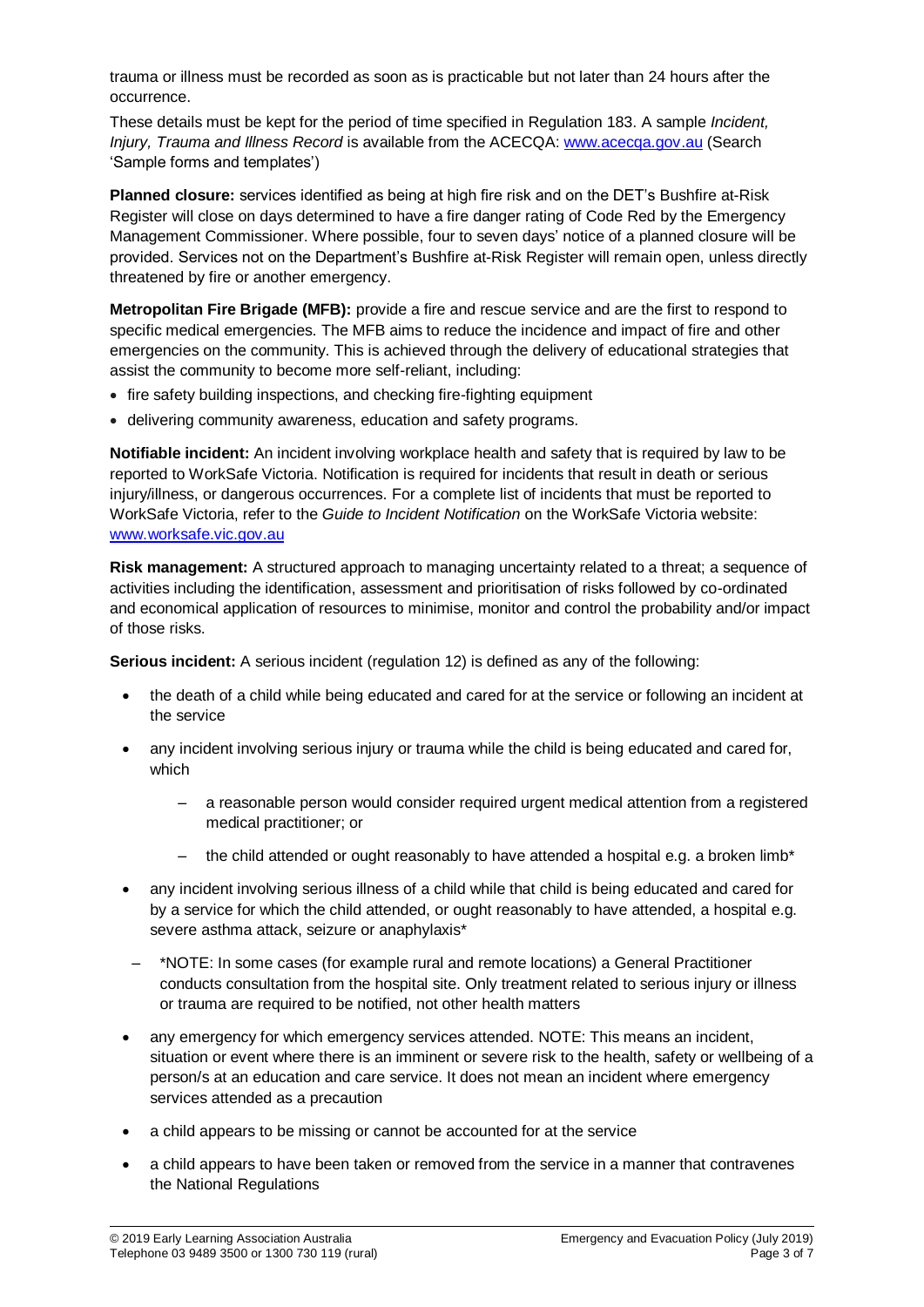trauma or illness must be recorded as soon as is practicable but not later than 24 hours after the occurrence.

These details must be kept for the period of time specified in Regulation 183. A sample *Incident, Injury, Trauma and Illness Record* is available from the ACECQA: www.acecqa.gov.au (Search 'Sample forms and templates')

**Planned closure:** services identified as being at high fire risk and on the DET's Bushfire at-Risk Register will close on days determined to have a fire danger rating of Code Red by the Emergency Management Commissioner. Where possible, four to seven days' notice of a planned closure will be provided. Services not on the Department's Bushfire at-Risk Register will remain open, unless directly threatened by fire or another emergency.

**Metropolitan Fire Brigade (MFB):** provide a fire and rescue service and are the first to respond to specific medical emergencies. The MFB aims to reduce the incidence and impact of fire and other emergencies on the community. This is achieved through the delivery of educational strategies that assist the community to become more self-reliant, including:

- fire safety building inspections, and checking fire-fighting equipment
- delivering community awareness, education and safety programs.

**Notifiable incident:** An incident involving workplace health and safety that is required by law to be reported to WorkSafe Victoria. Notification is required for incidents that result in death or serious injury/illness, or dangerous occurrences. For a complete list of incidents that must be reported to WorkSafe Victoria, refer to the *Guide to Incident Notification* on the WorkSafe Victoria website: www.worksafe.vic.gov.au

**Risk management:** A structured approach to managing uncertainty related to a threat; a sequence of activities including the identification, assessment and prioritisation of risks followed by co-ordinated and economical application of resources to minimise, monitor and control the probability and/or impact of those risks.

**Serious incident:** A serious incident (regulation 12) is defined as any of the following:

- the death of a child while being educated and cared for at the service or following an incident at the service
- any incident involving serious injury or trauma while the child is being educated and cared for, which
  - a reasonable person would consider required urgent medical attention from a registered medical practitioner; or
  - the child attended or ought reasonably to have attended a hospital e.g. a broken limb*
- any incident involving serious illness of a child while that child is being educated and cared for by a service for which the child attended, or ought reasonably to have attended, a hospital e.g. severe asthma attack, seizure or anaphylaxis*
  - *NOTE: In some cases (for example rural and remote locations) a General Practitioner conducts consultation from the hospital site. Only treatment related to serious injury or illness or trauma are required to be notified, not other health matters
- any emergency for which emergency services attended. NOTE: This means an incident, situation or event where there is an imminent or severe risk to the health, safety or wellbeing of a person/s at an education and care service. It does not mean an incident where emergency services attended as a precaution
- a child appears to be missing or cannot be accounted for at the service
- a child appears to have been taken or removed from the service in a manner that contravenes the National Regulations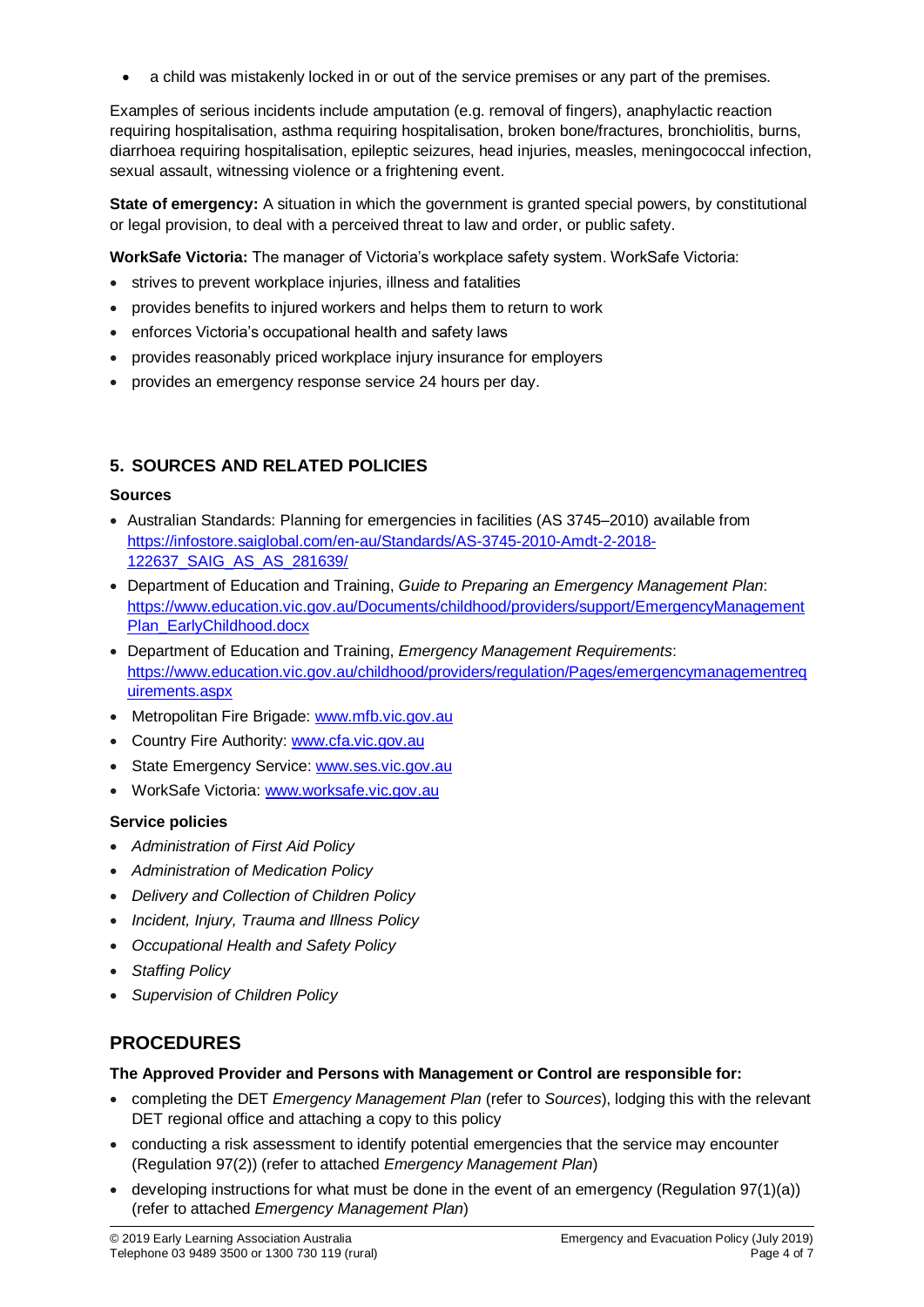- a child was mistakenly locked in or out of the service premises or any part of the premises.

Examples of serious incidents include amputation (e.g. removal of fingers), anaphylactic reaction requiring hospitalisation, asthma requiring hospitalisation, broken bone/fractures, bronchiolitis, burns, diarrhoea requiring hospitalisation, epileptic seizures, head injuries, measles, meningococcal infection, sexual assault, witnessing violence or a frightening event.

**State of emergency:** A situation in which the government is granted special powers, by constitutional or legal provision, to deal with a perceived threat to law and order, or public safety.

**WorkSafe Victoria:** The manager of Victoria's workplace safety system. WorkSafe Victoria:

- strives to prevent workplace injuries, illness and fatalities
- provides benefits to injured workers and helps them to return to work
- enforces Victoria's occupational health and safety laws
- provides reasonably priced workplace injury insurance for employers
- provides an emergency response service 24 hours per day.

## 5. SOURCES AND RELATED POLICIES

**Sources**

- Australian Standards: Planning for emergencies in facilities (AS 3745–2010) available from https://infostore.saiglobal.com/en-au/Standards/AS-3745-2010-Amdt-2-2018-122637_SAIG_AS_AS_281639/
- Department of Education and Training, *Guide to Preparing an Emergency Management Plan*: https://www.education.vic.gov.au/Documents/childhood/providers/support/EmergencyManagementPlan_EarlyChildhood.docx
- Department of Education and Training, *Emergency Management Requirements*: https://www.education.vic.gov.au/childhood/providers/regulation/Pages/emergencymanagementrequirements.aspx
- Metropolitan Fire Brigade: www.mfb.vic.gov.au
- Country Fire Authority: www.cfa.vic.gov.au
- State Emergency Service: www.ses.vic.gov.au
- WorkSafe Victoria: www.worksafe.vic.gov.au

**Service policies**

- *Administration of First Aid Policy*
- *Administration of Medication Policy*
- *Delivery and Collection of Children Policy*
- *Incident, Injury, Trauma and Illness Policy*
- *Occupational Health and Safety Policy*
- *Staffing Policy*
- *Supervision of Children Policy*

# PROCEDURES

**The Approved Provider and Persons with Management or Control are responsible for:**

- completing the DET *Emergency Management Plan* (refer to *Sources*), lodging this with the relevant DET regional office and attaching a copy to this policy
- conducting a risk assessment to identify potential emergencies that the service may encounter (Regulation 97(2)) (refer to attached *Emergency Management Plan*)
- developing instructions for what must be done in the event of an emergency (Regulation 97(1)(a)) (refer to attached *Emergency Management Plan*)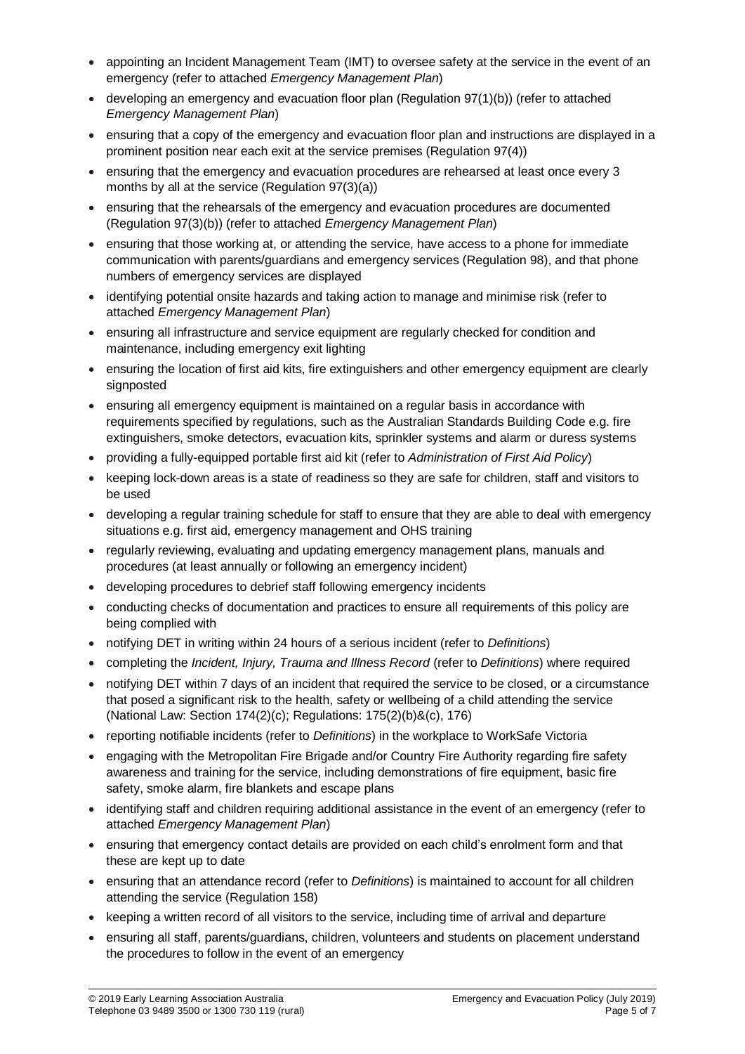- appointing an Incident Management Team (IMT) to oversee safety at the service in the event of an emergency (refer to attached *Emergency Management Plan*)
- developing an emergency and evacuation floor plan (Regulation 97(1)(b)) (refer to attached *Emergency Management Plan*)
- ensuring that a copy of the emergency and evacuation floor plan and instructions are displayed in a prominent position near each exit at the service premises (Regulation 97(4))
- ensuring that the emergency and evacuation procedures are rehearsed at least once every 3 months by all at the service (Regulation 97(3)(a))
- ensuring that the rehearsals of the emergency and evacuation procedures are documented (Regulation 97(3)(b)) (refer to attached *Emergency Management Plan*)
- ensuring that those working at, or attending the service, have access to a phone for immediate communication with parents/guardians and emergency services (Regulation 98), and that phone numbers of emergency services are displayed
- identifying potential onsite hazards and taking action to manage and minimise risk (refer to attached *Emergency Management Plan*)
- ensuring all infrastructure and service equipment are regularly checked for condition and maintenance, including emergency exit lighting
- ensuring the location of first aid kits, fire extinguishers and other emergency equipment are clearly signposted
- ensuring all emergency equipment is maintained on a regular basis in accordance with requirements specified by regulations, such as the Australian Standards Building Code e.g. fire extinguishers, smoke detectors, evacuation kits, sprinkler systems and alarm or duress systems
- providing a fully-equipped portable first aid kit (refer to *Administration of First Aid Policy*)
- keeping lock-down areas is a state of readiness so they are safe for children, staff and visitors to be used
- developing a regular training schedule for staff to ensure that they are able to deal with emergency situations e.g. first aid, emergency management and OHS training
- regularly reviewing, evaluating and updating emergency management plans, manuals and procedures (at least annually or following an emergency incident)
- developing procedures to debrief staff following emergency incidents
- conducting checks of documentation and practices to ensure all requirements of this policy are being complied with
- notifying DET in writing within 24 hours of a serious incident (refer to *Definitions*)
- completing the *Incident, Injury, Trauma and Illness Record* (refer to *Definitions*) where required
- notifying DET within 7 days of an incident that required the service to be closed, or a circumstance that posed a significant risk to the health, safety or wellbeing of a child attending the service (National Law: Section 174(2)(c); Regulations: 175(2)(b)&(c), 176)
- reporting notifiable incidents (refer to *Definitions*) in the workplace to WorkSafe Victoria
- engaging with the Metropolitan Fire Brigade and/or Country Fire Authority regarding fire safety awareness and training for the service, including demonstrations of fire equipment, basic fire safety, smoke alarm, fire blankets and escape plans
- identifying staff and children requiring additional assistance in the event of an emergency (refer to attached *Emergency Management Plan*)
- ensuring that emergency contact details are provided on each child's enrolment form and that these are kept up to date
- ensuring that an attendance record (refer to *Definitions*) is maintained to account for all children attending the service (Regulation 158)
- keeping a written record of all visitors to the service, including time of arrival and departure
- ensuring all staff, parents/guardians, children, volunteers and students on placement understand the procedures to follow in the event of an emergency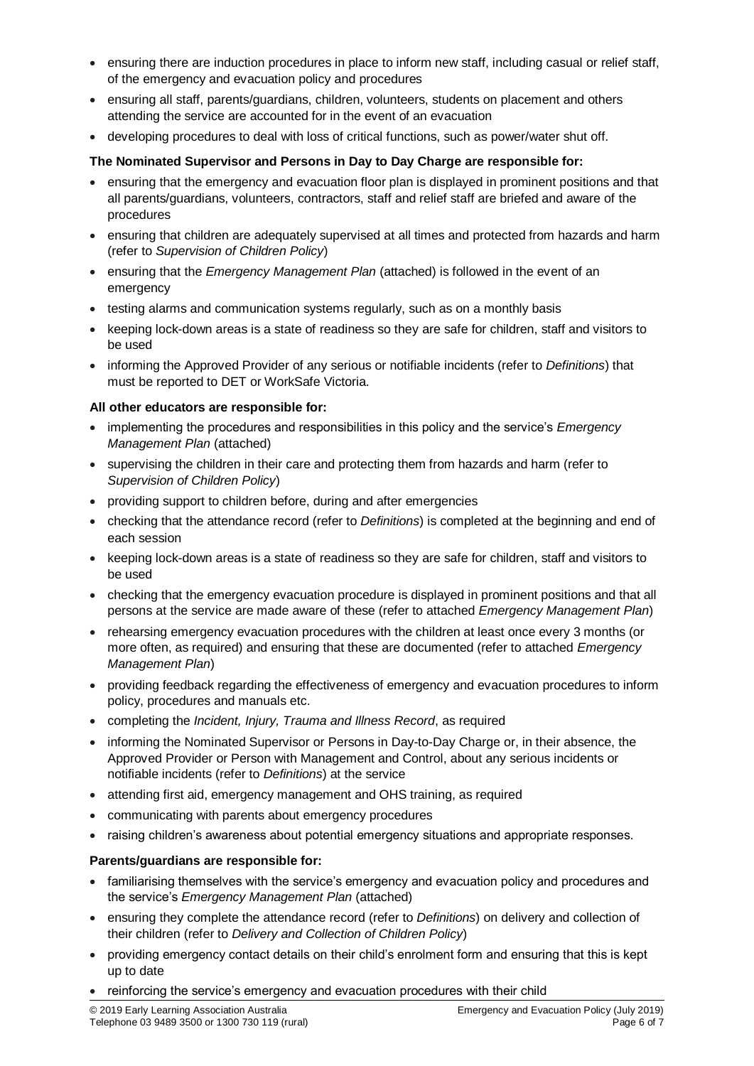- ensuring there are induction procedures in place to inform new staff, including casual or relief staff, of the emergency and evacuation policy and procedures
- ensuring all staff, parents/guardians, children, volunteers, students on placement and others attending the service are accounted for in the event of an evacuation
- developing procedures to deal with loss of critical functions, such as power/water shut off.

**The Nominated Supervisor and Persons in Day to Day Charge are responsible for:**

- ensuring that the emergency and evacuation floor plan is displayed in prominent positions and that all parents/guardians, volunteers, contractors, staff and relief staff are briefed and aware of the procedures
- ensuring that children are adequately supervised at all times and protected from hazards and harm (refer to *Supervision of Children Policy*)
- ensuring that the *Emergency Management Plan* (attached) is followed in the event of an emergency
- testing alarms and communication systems regularly, such as on a monthly basis
- keeping lock-down areas is a state of readiness so they are safe for children, staff and visitors to be used
- informing the Approved Provider of any serious or notifiable incidents (refer to *Definitions*) that must be reported to DET or WorkSafe Victoria.

**All other educators are responsible for:**

- implementing the procedures and responsibilities in this policy and the service's *Emergency Management Plan* (attached)
- supervising the children in their care and protecting them from hazards and harm (refer to *Supervision of Children Policy*)
- providing support to children before, during and after emergencies
- checking that the attendance record (refer to *Definitions*) is completed at the beginning and end of each session
- keeping lock-down areas is a state of readiness so they are safe for children, staff and visitors to be used
- checking that the emergency evacuation procedure is displayed in prominent positions and that all persons at the service are made aware of these (refer to attached *Emergency Management Plan*)
- rehearsing emergency evacuation procedures with the children at least once every 3 months (or more often, as required) and ensuring that these are documented (refer to attached *Emergency Management Plan*)
- providing feedback regarding the effectiveness of emergency and evacuation procedures to inform policy, procedures and manuals etc.
- completing the *Incident, Injury, Trauma and Illness Record*, as required
- informing the Nominated Supervisor or Persons in Day-to-Day Charge or, in their absence, the Approved Provider or Person with Management and Control, about any serious incidents or notifiable incidents (refer to *Definitions*) at the service
- attending first aid, emergency management and OHS training, as required
- communicating with parents about emergency procedures
- raising children's awareness about potential emergency situations and appropriate responses.

**Parents/guardians are responsible for:**

- familiarising themselves with the service's emergency and evacuation policy and procedures and the service's *Emergency Management Plan* (attached)
- ensuring they complete the attendance record (refer to *Definitions*) on delivery and collection of their children (refer to *Delivery and Collection of Children Policy*)
- providing emergency contact details on their child's enrolment form and ensuring that this is kept up to date
- reinforcing the service's emergency and evacuation procedures with their child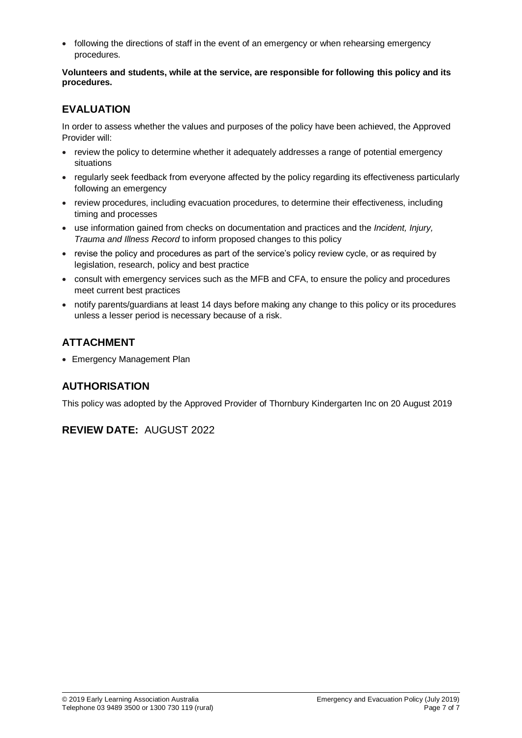- following the directions of staff in the event of an emergency or when rehearsing emergency procedures.

**Volunteers and students, while at the service, are responsible for following this policy and its procedures.**

## EVALUATION

In order to assess whether the values and purposes of the policy have been achieved, the Approved Provider will:

- review the policy to determine whether it adequately addresses a range of potential emergency situations
- regularly seek feedback from everyone affected by the policy regarding its effectiveness particularly following an emergency
- review procedures, including evacuation procedures, to determine their effectiveness, including timing and processes
- use information gained from checks on documentation and practices and the *Incident, Injury, Trauma and Illness Record* to inform proposed changes to this policy
- revise the policy and procedures as part of the service's policy review cycle, or as required by legislation, research, policy and best practice
- consult with emergency services such as the MFB and CFA, to ensure the policy and procedures meet current best practices
- notify parents/guardians at least 14 days before making any change to this policy or its procedures unless a lesser period is necessary because of a risk.

## ATTACHMENT

- Emergency Management Plan

## AUTHORISATION

This policy was adopted by the Approved Provider of Thornbury Kindergarten Inc on 20 August 2019

## REVIEW DATE: AUGUST 2022